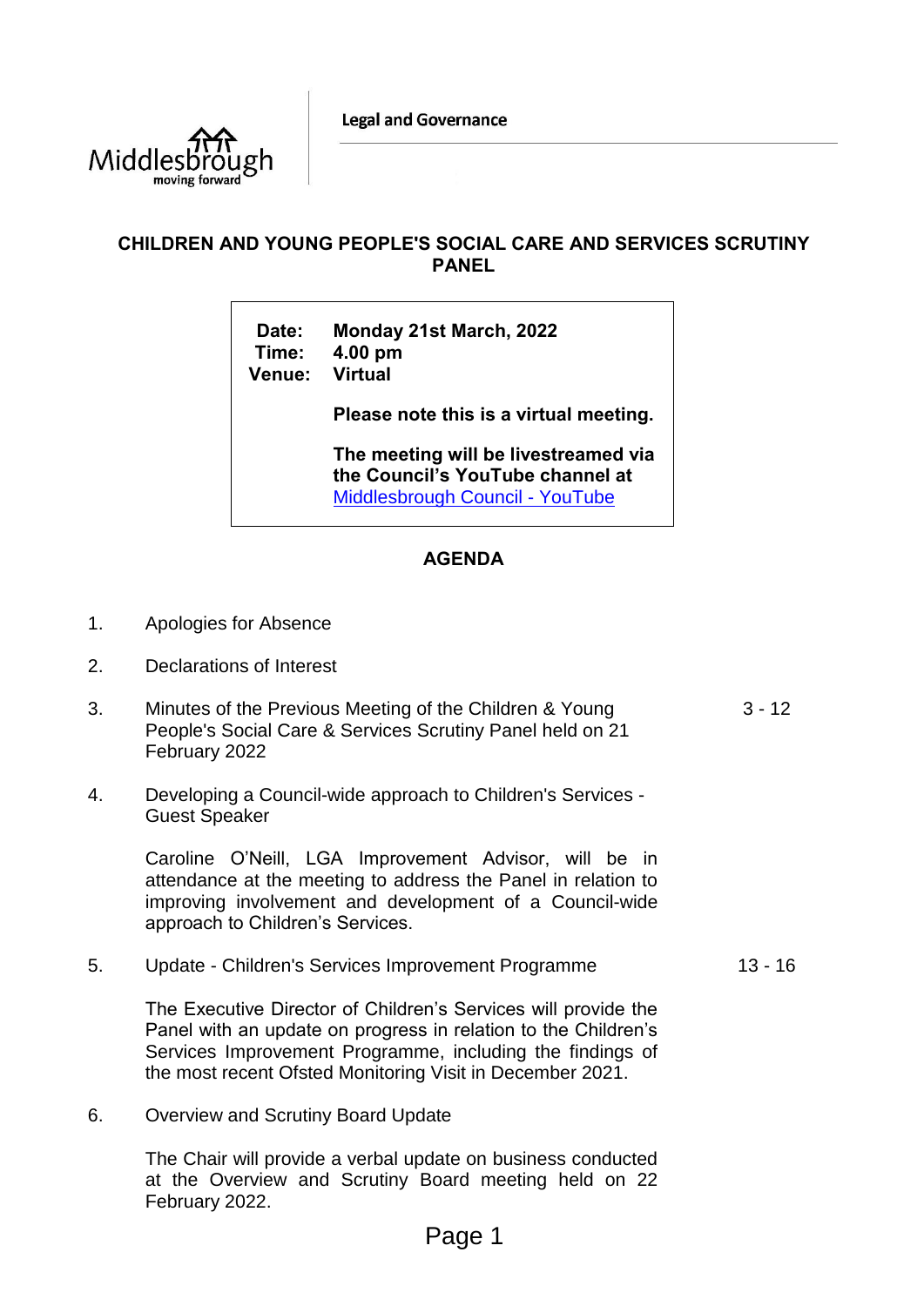Legal and Governance

# CHILDREN AND YOUNG PEOPLE'S SOCIAL CARE AND SERVICES SCRUTINY PANEL

| | |
|---|---|
| **Date:** | **Monday 21st March, 2022** |
| **Time:** | **4.00 pm** |
| **Venue:** | **Virtual** |
| | **Please note this is a virtual meeting.** |
| | **The meeting will be livestreamed via the Council's YouTube channel at** [Middlesbrough Council - YouTube] |

## AGENDA

1. Apologies for Absence

2. Declarations of Interest

3. Minutes of the Previous Meeting of the Children & Young People's Social Care & Services Scrutiny Panel held on 21 February 2022 — 3 - 12

4. Developing a Council-wide approach to Children's Services - Guest Speaker

   Caroline O'Neill, LGA Improvement Advisor, will be in attendance at the meeting to address the Panel in relation to improving involvement and development of a Council-wide approach to Children's Services.

5. Update - Children's Services Improvement Programme — 13 - 16

   The Executive Director of Children's Services will provide the Panel with an update on progress in relation to the Children's Services Improvement Programme, including the findings of the most recent Ofsted Monitoring Visit in December 2021.

6. Overview and Scrutiny Board Update

   The Chair will provide a verbal update on business conducted at the Overview and Scrutiny Board meeting held on 22 February 2022.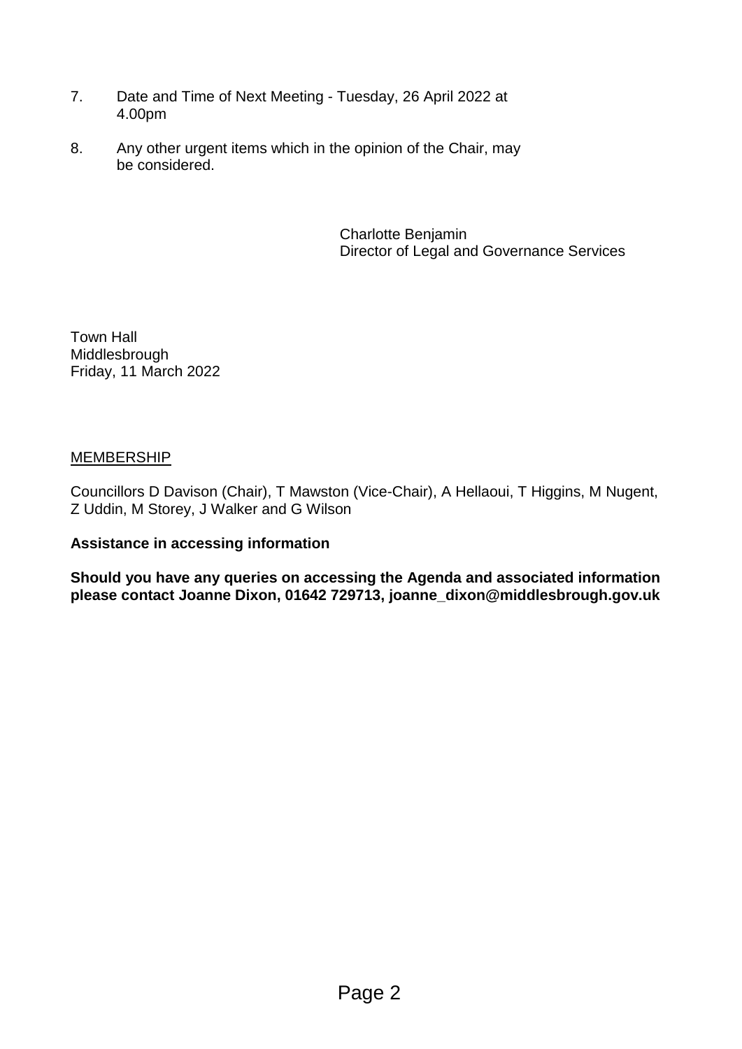7. Date and Time of Next Meeting - Tuesday, 26 April 2022 at 4.00pm

8. Any other urgent items which in the opinion of the Chair, may be considered.

Charlotte Benjamin
Director of Legal and Governance Services

Town Hall
Middlesbrough
Friday, 11 March 2022

MEMBERSHIP

Councillors D Davison (Chair), T Mawston (Vice-Chair), A Hellaoui, T Higgins, M Nugent, Z Uddin, M Storey, J Walker and G Wilson

**Assistance in accessing information**

**Should you have any queries on accessing the Agenda and associated information please contact Joanne Dixon, 01642 729713, joanne_dixon@middlesbrough.gov.uk**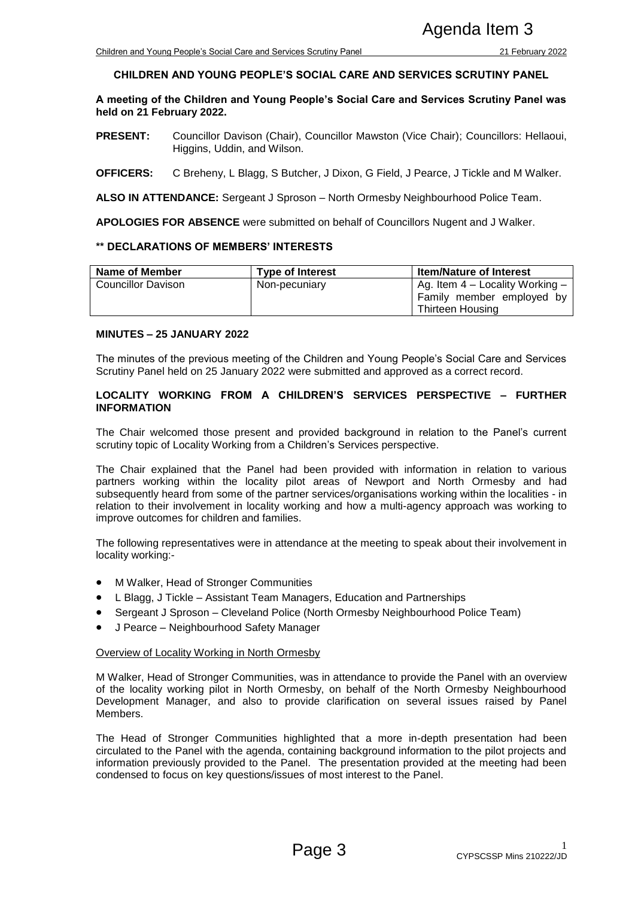**CHILDREN AND YOUNG PEOPLE'S SOCIAL CARE AND SERVICES SCRUTINY PANEL**

**A meeting of the Children and Young People's Social Care and Services Scrutiny Panel was held on 21 February 2022.**

**PRESENT:** Councillor Davison (Chair), Councillor Mawston (Vice Chair); Councillors: Hellaoui, Higgins, Uddin, and Wilson.

**OFFICERS:** C Breheny, L Blagg, S Butcher, J Dixon, G Field, J Pearce, J Tickle and M Walker.

**ALSO IN ATTENDANCE:** Sergeant J Sproson – North Ormesby Neighbourhood Police Team.

**APOLOGIES FOR ABSENCE** were submitted on behalf of Councillors Nugent and J Walker.

**\*\* DECLARATIONS OF MEMBERS' INTERESTS**

| Name of Member | Type of Interest | Item/Nature of Interest |
| --- | --- | --- |
| Councillor Davison | Non-pecuniary | Ag. Item 4 – Locality Working – Family member employed by Thirteen Housing |

**MINUTES – 25 JANUARY 2022**

The minutes of the previous meeting of the Children and Young People's Social Care and Services Scrutiny Panel held on 25 January 2022 were submitted and approved as a correct record.

**LOCALITY WORKING FROM A CHILDREN'S SERVICES PERSPECTIVE – FURTHER INFORMATION**

The Chair welcomed those present and provided background in relation to the Panel's current scrutiny topic of Locality Working from a Children's Services perspective.

The Chair explained that the Panel had been provided with information in relation to various partners working within the locality pilot areas of Newport and North Ormesby and had subsequently heard from some of the partner services/organisations working within the localities - in relation to their involvement in locality working and how a multi-agency approach was working to improve outcomes for children and families.

The following representatives were in attendance at the meeting to speak about their involvement in locality working:-

- M Walker, Head of Stronger Communities
- L Blagg, J Tickle – Assistant Team Managers, Education and Partnerships
- Sergeant J Sproson – Cleveland Police (North Ormesby Neighbourhood Police Team)
- J Pearce – Neighbourhood Safety Manager

Overview of Locality Working in North Ormesby

M Walker, Head of Stronger Communities, was in attendance to provide the Panel with an overview of the locality working pilot in North Ormesby, on behalf of the North Ormesby Neighbourhood Development Manager, and also to provide clarification on several issues raised by Panel Members.

The Head of Stronger Communities highlighted that a more in-depth presentation had been circulated to the Panel with the agenda, containing background information to the pilot projects and information previously provided to the Panel. The presentation provided at the meeting had been condensed to focus on key questions/issues of most interest to the Panel.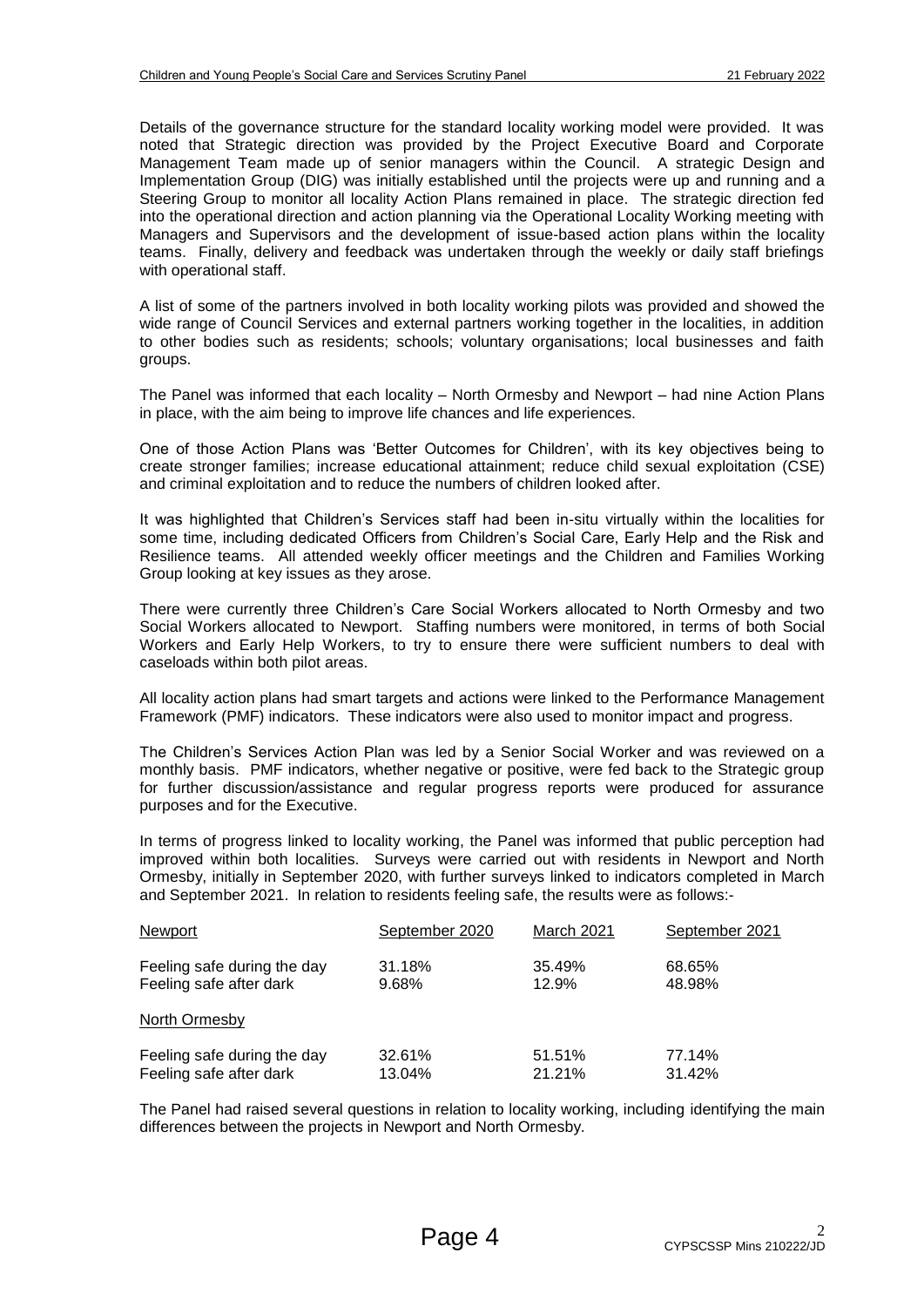Details of the governance structure for the standard locality working model were provided. It was noted that Strategic direction was provided by the Project Executive Board and Corporate Management Team made up of senior managers within the Council. A strategic Design and Implementation Group (DIG) was initially established until the projects were up and running and a Steering Group to monitor all locality Action Plans remained in place. The strategic direction fed into the operational direction and action planning via the Operational Locality Working meeting with Managers and Supervisors and the development of issue-based action plans within the locality teams. Finally, delivery and feedback was undertaken through the weekly or daily staff briefings with operational staff.

A list of some of the partners involved in both locality working pilots was provided and showed the wide range of Council Services and external partners working together in the localities, in addition to other bodies such as residents; schools; voluntary organisations; local businesses and faith groups.

The Panel was informed that each locality – North Ormesby and Newport – had nine Action Plans in place, with the aim being to improve life chances and life experiences.

One of those Action Plans was 'Better Outcomes for Children', with its key objectives being to create stronger families; increase educational attainment; reduce child sexual exploitation (CSE) and criminal exploitation and to reduce the numbers of children looked after.

It was highlighted that Children's Services staff had been in-situ virtually within the localities for some time, including dedicated Officers from Children's Social Care, Early Help and the Risk and Resilience teams. All attended weekly officer meetings and the Children and Families Working Group looking at key issues as they arose.

There were currently three Children's Care Social Workers allocated to North Ormesby and two Social Workers allocated to Newport. Staffing numbers were monitored, in terms of both Social Workers and Early Help Workers, to try to ensure there were sufficient numbers to deal with caseloads within both pilot areas.

All locality action plans had smart targets and actions were linked to the Performance Management Framework (PMF) indicators. These indicators were also used to monitor impact and progress.

The Children's Services Action Plan was led by a Senior Social Worker and was reviewed on a monthly basis. PMF indicators, whether negative or positive, were fed back to the Strategic group for further discussion/assistance and regular progress reports were produced for assurance purposes and for the Executive.

In terms of progress linked to locality working, the Panel was informed that public perception had improved within both localities. Surveys were carried out with residents in Newport and North Ormesby, initially in September 2020, with further surveys linked to indicators completed in March and September 2021. In relation to residents feeling safe, the results were as follows:-

| Newport | September 2020 | March 2021 | September 2021 |
|---|---|---|---|
| Feeling safe during the day | 31.18% | 35.49% | 68.65% |
| Feeling safe after dark | 9.68% | 12.9% | 48.98% |
| **North Ormesby** | | | |
| Feeling safe during the day | 32.61% | 51.51% | 77.14% |
| Feeling safe after dark | 13.04% | 21.21% | 31.42% |

The Panel had raised several questions in relation to locality working, including identifying the main differences between the projects in Newport and North Ormesby.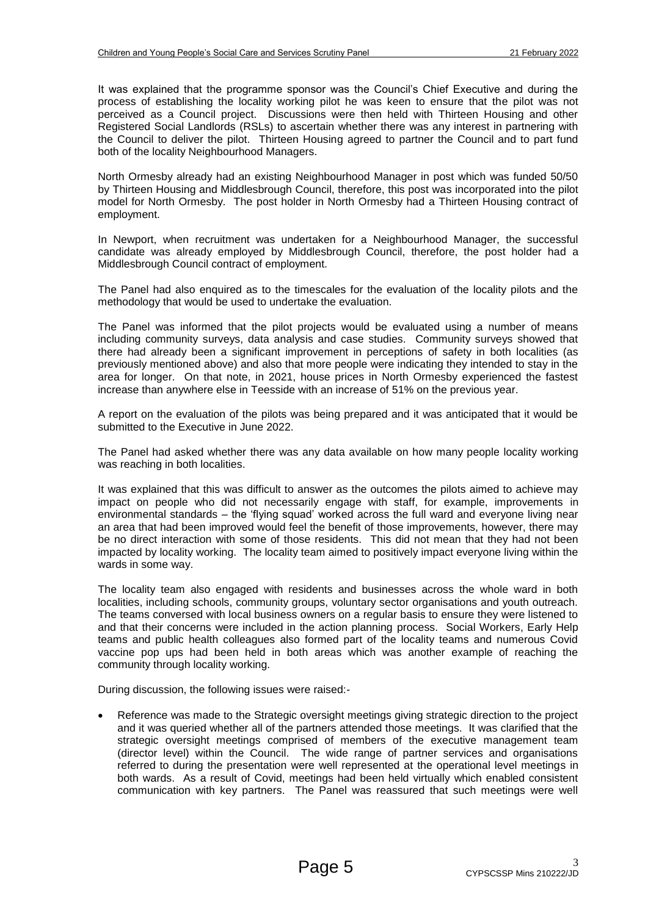It was explained that the programme sponsor was the Council's Chief Executive and during the process of establishing the locality working pilot he was keen to ensure that the pilot was not perceived as a Council project. Discussions were then held with Thirteen Housing and other Registered Social Landlords (RSLs) to ascertain whether there was any interest in partnering with the Council to deliver the pilot. Thirteen Housing agreed to partner the Council and to part fund both of the locality Neighbourhood Managers.

North Ormesby already had an existing Neighbourhood Manager in post which was funded 50/50 by Thirteen Housing and Middlesbrough Council, therefore, this post was incorporated into the pilot model for North Ormesby. The post holder in North Ormesby had a Thirteen Housing contract of employment.

In Newport, when recruitment was undertaken for a Neighbourhood Manager, the successful candidate was already employed by Middlesbrough Council, therefore, the post holder had a Middlesbrough Council contract of employment.

The Panel had also enquired as to the timescales for the evaluation of the locality pilots and the methodology that would be used to undertake the evaluation.

The Panel was informed that the pilot projects would be evaluated using a number of means including community surveys, data analysis and case studies. Community surveys showed that there had already been a significant improvement in perceptions of safety in both localities (as previously mentioned above) and also that more people were indicating they intended to stay in the area for longer. On that note, in 2021, house prices in North Ormesby experienced the fastest increase than anywhere else in Teesside with an increase of 51% on the previous year.

A report on the evaluation of the pilots was being prepared and it was anticipated that it would be submitted to the Executive in June 2022.

The Panel had asked whether there was any data available on how many people locality working was reaching in both localities.

It was explained that this was difficult to answer as the outcomes the pilots aimed to achieve may impact on people who did not necessarily engage with staff, for example, improvements in environmental standards – the 'flying squad' worked across the full ward and everyone living near an area that had been improved would feel the benefit of those improvements, however, there may be no direct interaction with some of those residents. This did not mean that they had not been impacted by locality working. The locality team aimed to positively impact everyone living within the wards in some way.

The locality team also engaged with residents and businesses across the whole ward in both localities, including schools, community groups, voluntary sector organisations and youth outreach. The teams conversed with local business owners on a regular basis to ensure they were listened to and that their concerns were included in the action planning process. Social Workers, Early Help teams and public health colleagues also formed part of the locality teams and numerous Covid vaccine pop ups had been held in both areas which was another example of reaching the community through locality working.

During discussion, the following issues were raised:-

- Reference was made to the Strategic oversight meetings giving strategic direction to the project and it was queried whether all of the partners attended those meetings. It was clarified that the strategic oversight meetings comprised of members of the executive management team (director level) within the Council. The wide range of partner services and organisations referred to during the presentation were well represented at the operational level meetings in both wards. As a result of Covid, meetings had been held virtually which enabled consistent communication with key partners. The Panel was reassured that such meetings were well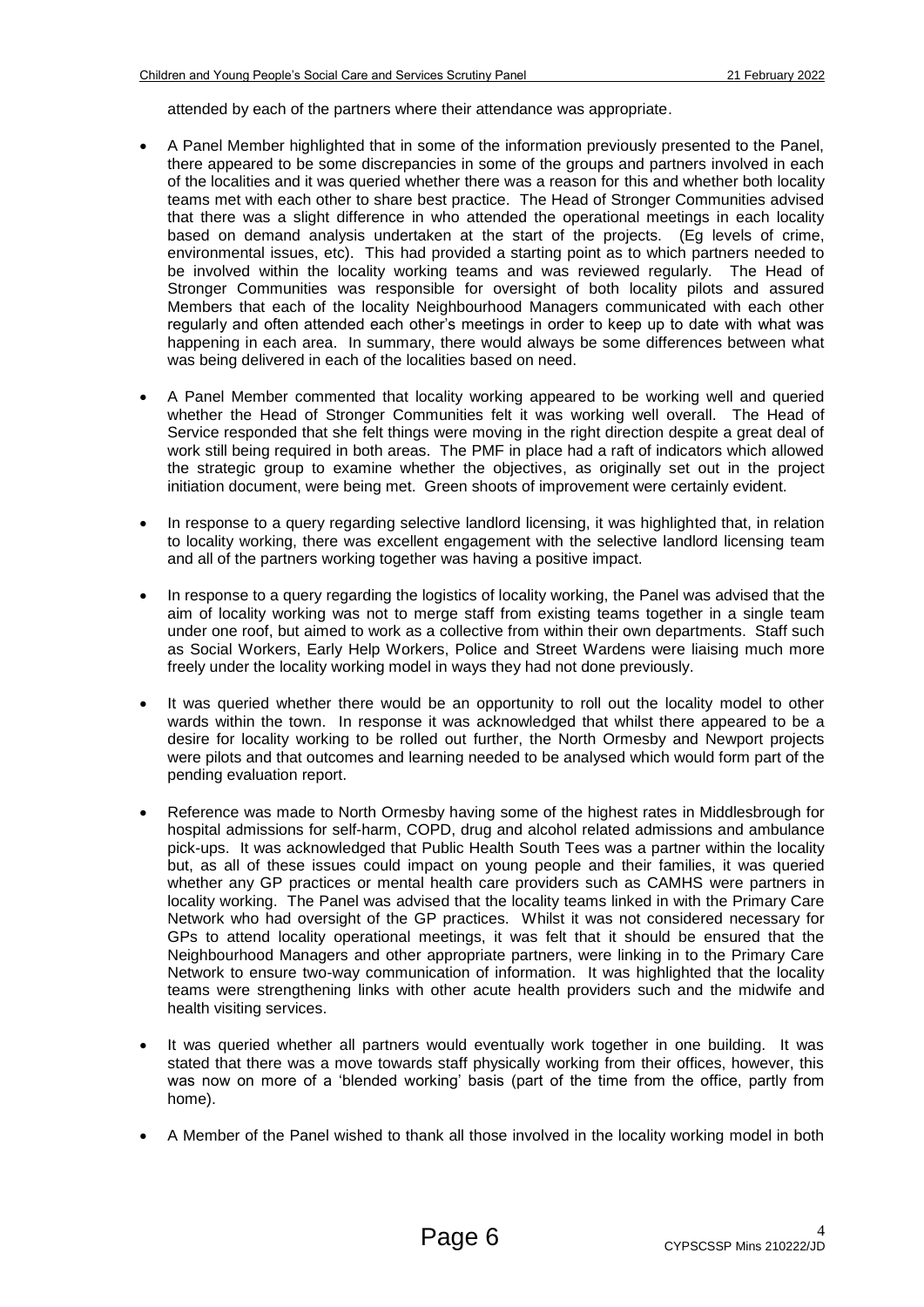attended by each of the partners where their attendance was appropriate.

- A Panel Member highlighted that in some of the information previously presented to the Panel, there appeared to be some discrepancies in some of the groups and partners involved in each of the localities and it was queried whether there was a reason for this and whether both locality teams met with each other to share best practice. The Head of Stronger Communities advised that there was a slight difference in who attended the operational meetings in each locality based on demand analysis undertaken at the start of the projects. (Eg levels of crime, environmental issues, etc). This had provided a starting point as to which partners needed to be involved within the locality working teams and was reviewed regularly. The Head of Stronger Communities was responsible for oversight of both locality pilots and assured Members that each of the locality Neighbourhood Managers communicated with each other regularly and often attended each other's meetings in order to keep up to date with what was happening in each area. In summary, there would always be some differences between what was being delivered in each of the localities based on need.

- A Panel Member commented that locality working appeared to be working well and queried whether the Head of Stronger Communities felt it was working well overall. The Head of Service responded that she felt things were moving in the right direction despite a great deal of work still being required in both areas. The PMF in place had a raft of indicators which allowed the strategic group to examine whether the objectives, as originally set out in the project initiation document, were being met. Green shoots of improvement were certainly evident.

- In response to a query regarding selective landlord licensing, it was highlighted that, in relation to locality working, there was excellent engagement with the selective landlord licensing team and all of the partners working together was having a positive impact.

- In response to a query regarding the logistics of locality working, the Panel was advised that the aim of locality working was not to merge staff from existing teams together in a single team under one roof, but aimed to work as a collective from within their own departments. Staff such as Social Workers, Early Help Workers, Police and Street Wardens were liaising much more freely under the locality working model in ways they had not done previously.

- It was queried whether there would be an opportunity to roll out the locality model to other wards within the town. In response it was acknowledged that whilst there appeared to be a desire for locality working to be rolled out further, the North Ormesby and Newport projects were pilots and that outcomes and learning needed to be analysed which would form part of the pending evaluation report.

- Reference was made to North Ormesby having some of the highest rates in Middlesbrough for hospital admissions for self-harm, COPD, drug and alcohol related admissions and ambulance pick-ups. It was acknowledged that Public Health South Tees was a partner within the locality but, as all of these issues could impact on young people and their families, it was queried whether any GP practices or mental health care providers such as CAMHS were partners in locality working. The Panel was advised that the locality teams linked in with the Primary Care Network who had oversight of the GP practices. Whilst it was not considered necessary for GPs to attend locality operational meetings, it was felt that it should be ensured that the Neighbourhood Managers and other appropriate partners, were linking in to the Primary Care Network to ensure two-way communication of information. It was highlighted that the locality teams were strengthening links with other acute health providers such and the midwife and health visiting services.

- It was queried whether all partners would eventually work together in one building. It was stated that there was a move towards staff physically working from their offices, however, this was now on more of a 'blended working' basis (part of the time from the office, partly from home).

- A Member of the Panel wished to thank all those involved in the locality working model in both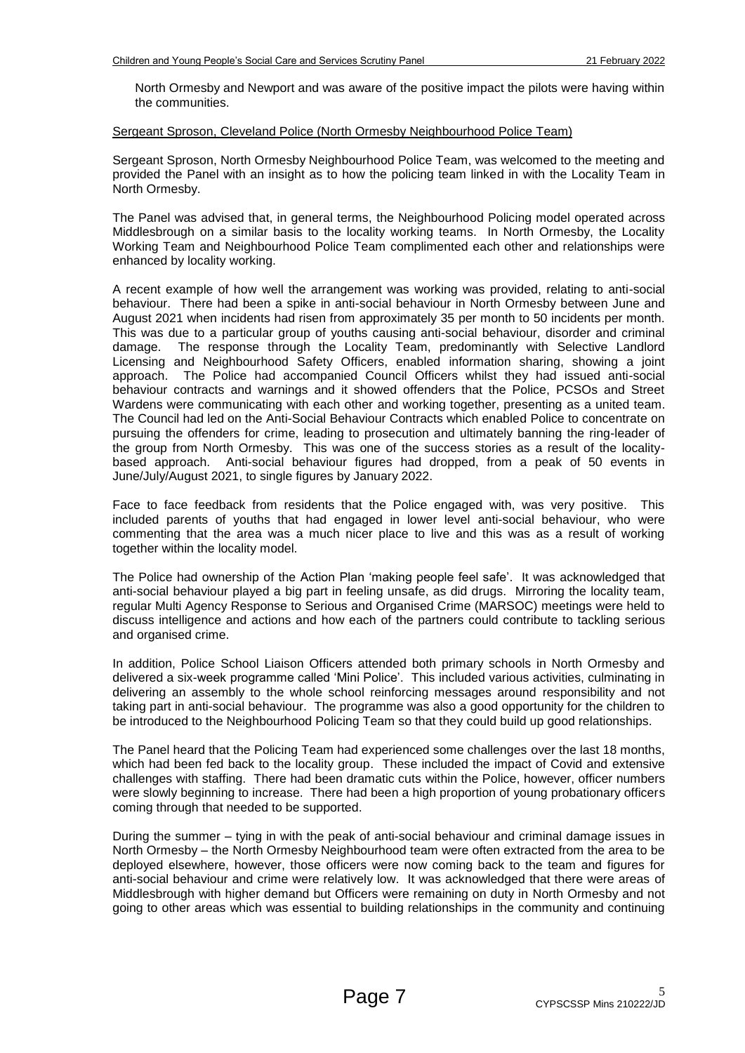North Ormesby and Newport and was aware of the positive impact the pilots were having within the communities.

Sergeant Sproson, Cleveland Police (North Ormesby Neighbourhood Police Team)

Sergeant Sproson, North Ormesby Neighbourhood Police Team, was welcomed to the meeting and provided the Panel with an insight as to how the policing team linked in with the Locality Team in North Ormesby.

The Panel was advised that, in general terms, the Neighbourhood Policing model operated across Middlesbrough on a similar basis to the locality working teams. In North Ormesby, the Locality Working Team and Neighbourhood Police Team complimented each other and relationships were enhanced by locality working.

A recent example of how well the arrangement was working was provided, relating to anti-social behaviour. There had been a spike in anti-social behaviour in North Ormesby between June and August 2021 when incidents had risen from approximately 35 per month to 50 incidents per month. This was due to a particular group of youths causing anti-social behaviour, disorder and criminal damage. The response through the Locality Team, predominantly with Selective Landlord Licensing and Neighbourhood Safety Officers, enabled information sharing, showing a joint approach. The Police had accompanied Council Officers whilst they had issued anti-social behaviour contracts and warnings and it showed offenders that the Police, PCSOs and Street Wardens were communicating with each other and working together, presenting as a united team. The Council had led on the Anti-Social Behaviour Contracts which enabled Police to concentrate on pursuing the offenders for crime, leading to prosecution and ultimately banning the ring-leader of the group from North Ormesby. This was one of the success stories as a result of the locality-based approach. Anti-social behaviour figures had dropped, from a peak of 50 events in June/July/August 2021, to single figures by January 2022.

Face to face feedback from residents that the Police engaged with, was very positive. This included parents of youths that had engaged in lower level anti-social behaviour, who were commenting that the area was a much nicer place to live and this was as a result of working together within the locality model.

The Police had ownership of the Action Plan 'making people feel safe'. It was acknowledged that anti-social behaviour played a big part in feeling unsafe, as did drugs. Mirroring the locality team, regular Multi Agency Response to Serious and Organised Crime (MARSOC) meetings were held to discuss intelligence and actions and how each of the partners could contribute to tackling serious and organised crime.

In addition, Police School Liaison Officers attended both primary schools in North Ormesby and delivered a six-week programme called 'Mini Police'. This included various activities, culminating in delivering an assembly to the whole school reinforcing messages around responsibility and not taking part in anti-social behaviour. The programme was also a good opportunity for the children to be introduced to the Neighbourhood Policing Team so that they could build up good relationships.

The Panel heard that the Policing Team had experienced some challenges over the last 18 months, which had been fed back to the locality group. These included the impact of Covid and extensive challenges with staffing. There had been dramatic cuts within the Police, however, officer numbers were slowly beginning to increase. There had been a high proportion of young probationary officers coming through that needed to be supported.

During the summer – tying in with the peak of anti-social behaviour and criminal damage issues in North Ormesby – the North Ormesby Neighbourhood team were often extracted from the area to be deployed elsewhere, however, those officers were now coming back to the team and figures for anti-social behaviour and crime were relatively low. It was acknowledged that there were areas of Middlesbrough with higher demand but Officers were remaining on duty in North Ormesby and not going to other areas which was essential to building relationships in the community and continuing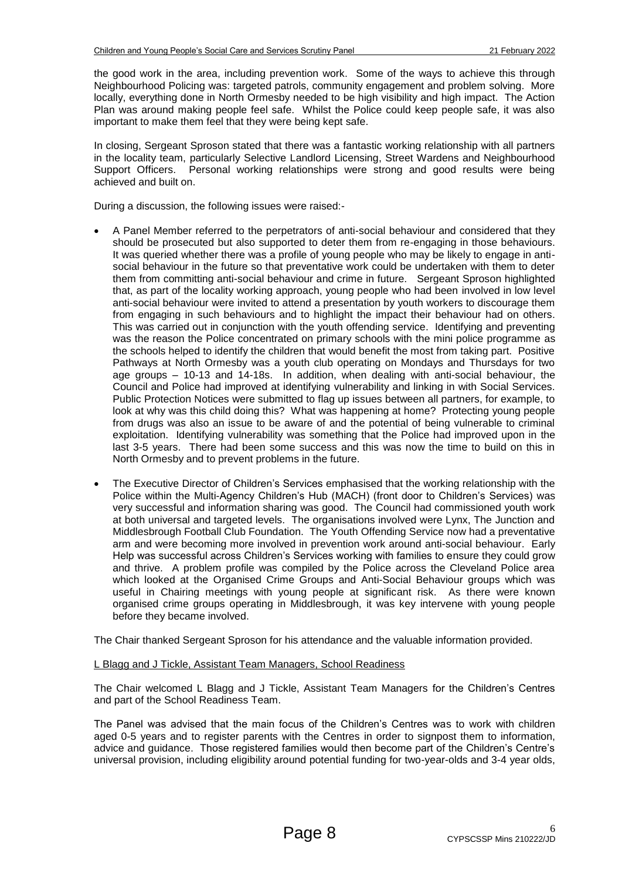the good work in the area, including prevention work. Some of the ways to achieve this through Neighbourhood Policing was: targeted patrols, community engagement and problem solving. More locally, everything done in North Ormesby needed to be high visibility and high impact. The Action Plan was around making people feel safe. Whilst the Police could keep people safe, it was also important to make them feel that they were being kept safe.

In closing, Sergeant Sproson stated that there was a fantastic working relationship with all partners in the locality team, particularly Selective Landlord Licensing, Street Wardens and Neighbourhood Support Officers. Personal working relationships were strong and good results were being achieved and built on.

During a discussion, the following issues were raised:-

- A Panel Member referred to the perpetrators of anti-social behaviour and considered that they should be prosecuted but also supported to deter them from re-engaging in those behaviours. It was queried whether there was a profile of young people who may be likely to engage in anti-social behaviour in the future so that preventative work could be undertaken with them to deter them from committing anti-social behaviour and crime in future. Sergeant Sproson highlighted that, as part of the locality working approach, young people who had been involved in low level anti-social behaviour were invited to attend a presentation by youth workers to discourage them from engaging in such behaviours and to highlight the impact their behaviour had on others. This was carried out in conjunction with the youth offending service. Identifying and preventing was the reason the Police concentrated on primary schools with the mini police programme as the schools helped to identify the children that would benefit the most from taking part. Positive Pathways at North Ormesby was a youth club operating on Mondays and Thursdays for two age groups – 10-13 and 14-18s. In addition, when dealing with anti-social behaviour, the Council and Police had improved at identifying vulnerability and linking in with Social Services. Public Protection Notices were submitted to flag up issues between all partners, for example, to look at why was this child doing this? What was happening at home? Protecting young people from drugs was also an issue to be aware of and the potential of being vulnerable to criminal exploitation. Identifying vulnerability was something that the Police had improved upon in the last 3-5 years. There had been some success and this was now the time to build on this in North Ormesby and to prevent problems in the future.

- The Executive Director of Children's Services emphasised that the working relationship with the Police within the Multi-Agency Children's Hub (MACH) (front door to Children's Services) was very successful and information sharing was good. The Council had commissioned youth work at both universal and targeted levels. The organisations involved were Lynx, The Junction and Middlesbrough Football Club Foundation. The Youth Offending Service now had a preventative arm and were becoming more involved in prevention work around anti-social behaviour. Early Help was successful across Children's Services working with families to ensure they could grow and thrive. A problem profile was compiled by the Police across the Cleveland Police area which looked at the Organised Crime Groups and Anti-Social Behaviour groups which was useful in Chairing meetings with young people at significant risk. As there were known organised crime groups operating in Middlesbrough, it was key intervene with young people before they became involved.

The Chair thanked Sergeant Sproson for his attendance and the valuable information provided.

L Blagg and J Tickle, Assistant Team Managers, School Readiness

The Chair welcomed L Blagg and J Tickle, Assistant Team Managers for the Children's Centres and part of the School Readiness Team.

The Panel was advised that the main focus of the Children's Centres was to work with children aged 0-5 years and to register parents with the Centres in order to signpost them to information, advice and guidance. Those registered families would then become part of the Children's Centre's universal provision, including eligibility around potential funding for two-year-olds and 3-4 year olds,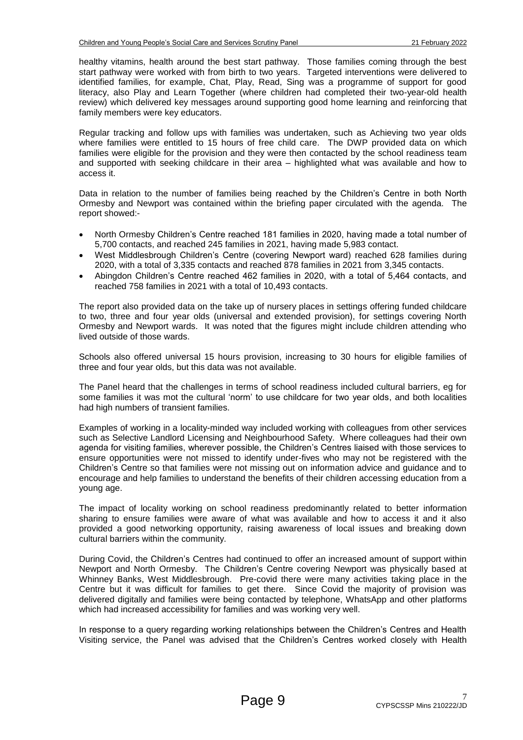healthy vitamins, health around the best start pathway. Those families coming through the best start pathway were worked with from birth to two years. Targeted interventions were delivered to identified families, for example, Chat, Play, Read, Sing was a programme of support for good literacy, also Play and Learn Together (where children had completed their two-year-old health review) which delivered key messages around supporting good home learning and reinforcing that family members were key educators.

Regular tracking and follow ups with families was undertaken, such as Achieving two year olds where families were entitled to 15 hours of free child care. The DWP provided data on which families were eligible for the provision and they were then contacted by the school readiness team and supported with seeking childcare in their area – highlighted what was available and how to access it.

Data in relation to the number of families being reached by the Children's Centre in both North Ormesby and Newport was contained within the briefing paper circulated with the agenda. The report showed:-

- North Ormesby Children's Centre reached 181 families in 2020, having made a total number of 5,700 contacts, and reached 245 families in 2021, having made 5,983 contact.
- West Middlesbrough Children's Centre (covering Newport ward) reached 628 families during 2020, with a total of 3,335 contacts and reached 878 families in 2021 from 3,345 contacts.
- Abingdon Children's Centre reached 462 families in 2020, with a total of 5,464 contacts, and reached 758 families in 2021 with a total of 10,493 contacts.

The report also provided data on the take up of nursery places in settings offering funded childcare to two, three and four year olds (universal and extended provision), for settings covering North Ormesby and Newport wards. It was noted that the figures might include children attending who lived outside of those wards.

Schools also offered universal 15 hours provision, increasing to 30 hours for eligible families of three and four year olds, but this data was not available.

The Panel heard that the challenges in terms of school readiness included cultural barriers, eg for some families it was mot the cultural 'norm' to use childcare for two year olds, and both localities had high numbers of transient families.

Examples of working in a locality-minded way included working with colleagues from other services such as Selective Landlord Licensing and Neighbourhood Safety. Where colleagues had their own agenda for visiting families, wherever possible, the Children's Centres liaised with those services to ensure opportunities were not missed to identify under-fives who may not be registered with the Children's Centre so that families were not missing out on information advice and guidance and to encourage and help families to understand the benefits of their children accessing education from a young age.

The impact of locality working on school readiness predominantly related to better information sharing to ensure families were aware of what was available and how to access it and it also provided a good networking opportunity, raising awareness of local issues and breaking down cultural barriers within the community.

During Covid, the Children's Centres had continued to offer an increased amount of support within Newport and North Ormesby. The Children's Centre covering Newport was physically based at Whinney Banks, West Middlesbrough. Pre-covid there were many activities taking place in the Centre but it was difficult for families to get there. Since Covid the majority of provision was delivered digitally and families were being contacted by telephone, WhatsApp and other platforms which had increased accessibility for families and was working very well.

In response to a query regarding working relationships between the Children's Centres and Health Visiting service, the Panel was advised that the Children's Centres worked closely with Health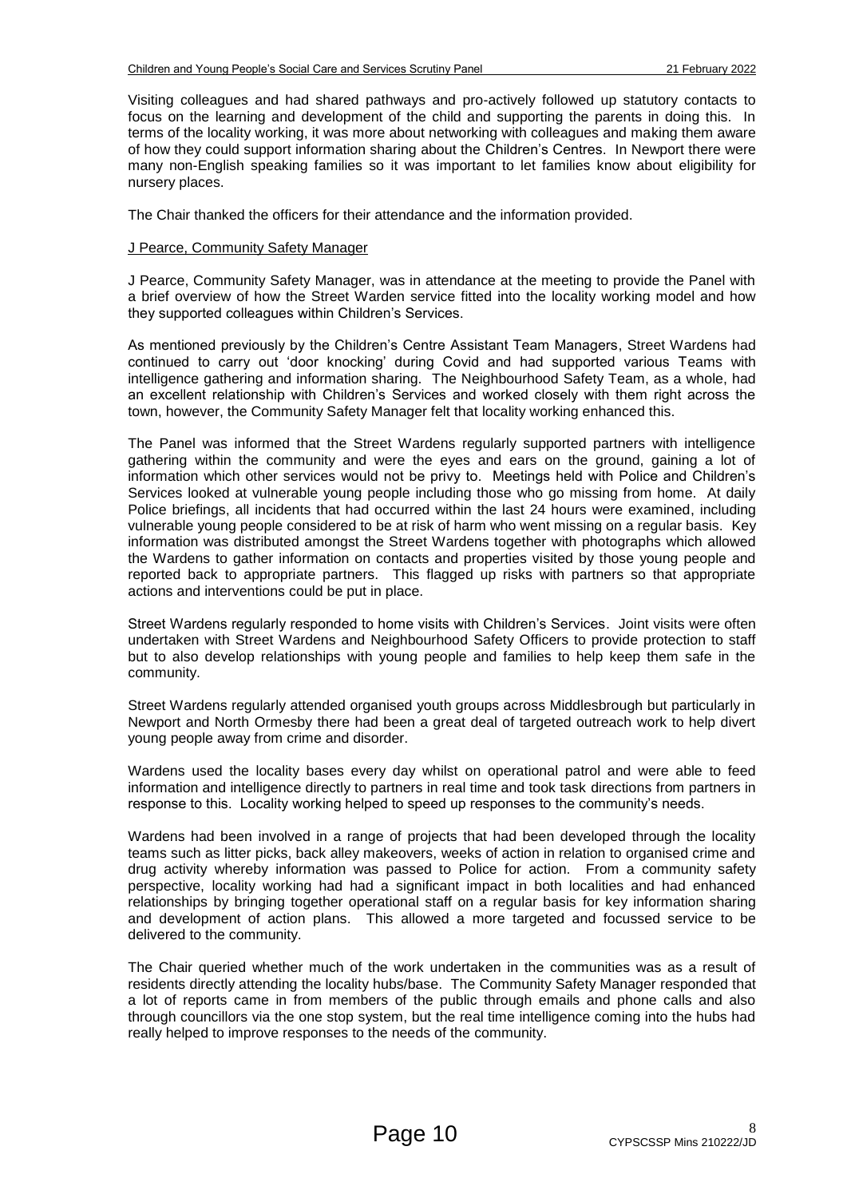Visiting colleagues and had shared pathways and pro-actively followed up statutory contacts to focus on the learning and development of the child and supporting the parents in doing this. In terms of the locality working, it was more about networking with colleagues and making them aware of how they could support information sharing about the Children's Centres. In Newport there were many non-English speaking families so it was important to let families know about eligibility for nursery places.

The Chair thanked the officers for their attendance and the information provided.

J Pearce, Community Safety Manager

J Pearce, Community Safety Manager, was in attendance at the meeting to provide the Panel with a brief overview of how the Street Warden service fitted into the locality working model and how they supported colleagues within Children's Services.

As mentioned previously by the Children's Centre Assistant Team Managers, Street Wardens had continued to carry out 'door knocking' during Covid and had supported various Teams with intelligence gathering and information sharing. The Neighbourhood Safety Team, as a whole, had an excellent relationship with Children's Services and worked closely with them right across the town, however, the Community Safety Manager felt that locality working enhanced this.

The Panel was informed that the Street Wardens regularly supported partners with intelligence gathering within the community and were the eyes and ears on the ground, gaining a lot of information which other services would not be privy to. Meetings held with Police and Children's Services looked at vulnerable young people including those who go missing from home. At daily Police briefings, all incidents that had occurred within the last 24 hours were examined, including vulnerable young people considered to be at risk of harm who went missing on a regular basis. Key information was distributed amongst the Street Wardens together with photographs which allowed the Wardens to gather information on contacts and properties visited by those young people and reported back to appropriate partners. This flagged up risks with partners so that appropriate actions and interventions could be put in place.

Street Wardens regularly responded to home visits with Children's Services. Joint visits were often undertaken with Street Wardens and Neighbourhood Safety Officers to provide protection to staff but to also develop relationships with young people and families to help keep them safe in the community.

Street Wardens regularly attended organised youth groups across Middlesbrough but particularly in Newport and North Ormesby there had been a great deal of targeted outreach work to help divert young people away from crime and disorder.

Wardens used the locality bases every day whilst on operational patrol and were able to feed information and intelligence directly to partners in real time and took task directions from partners in response to this. Locality working helped to speed up responses to the community's needs.

Wardens had been involved in a range of projects that had been developed through the locality teams such as litter picks, back alley makeovers, weeks of action in relation to organised crime and drug activity whereby information was passed to Police for action. From a community safety perspective, locality working had had a significant impact in both localities and had enhanced relationships by bringing together operational staff on a regular basis for key information sharing and development of action plans. This allowed a more targeted and focussed service to be delivered to the community.

The Chair queried whether much of the work undertaken in the communities was as a result of residents directly attending the locality hubs/base. The Community Safety Manager responded that a lot of reports came in from members of the public through emails and phone calls and also through councillors via the one stop system, but the real time intelligence coming into the hubs had really helped to improve responses to the needs of the community.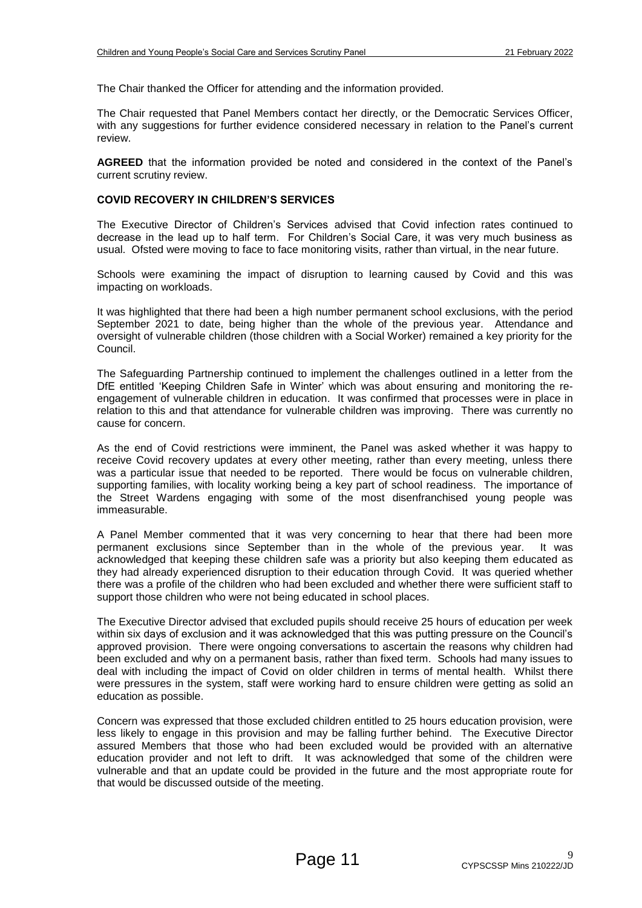The Chair thanked the Officer for attending and the information provided.

The Chair requested that Panel Members contact her directly, or the Democratic Services Officer, with any suggestions for further evidence considered necessary in relation to the Panel's current review.

**AGREED** that the information provided be noted and considered in the context of the Panel's current scrutiny review.

**COVID RECOVERY IN CHILDREN'S SERVICES**

The Executive Director of Children's Services advised that Covid infection rates continued to decrease in the lead up to half term. For Children's Social Care, it was very much business as usual. Ofsted were moving to face to face monitoring visits, rather than virtual, in the near future.

Schools were examining the impact of disruption to learning caused by Covid and this was impacting on workloads.

It was highlighted that there had been a high number permanent school exclusions, with the period September 2021 to date, being higher than the whole of the previous year. Attendance and oversight of vulnerable children (those children with a Social Worker) remained a key priority for the Council.

The Safeguarding Partnership continued to implement the challenges outlined in a letter from the DfE entitled 'Keeping Children Safe in Winter' which was about ensuring and monitoring the re-engagement of vulnerable children in education. It was confirmed that processes were in place in relation to this and that attendance for vulnerable children was improving. There was currently no cause for concern.

As the end of Covid restrictions were imminent, the Panel was asked whether it was happy to receive Covid recovery updates at every other meeting, rather than every meeting, unless there was a particular issue that needed to be reported. There would be focus on vulnerable children, supporting families, with locality working being a key part of school readiness. The importance of the Street Wardens engaging with some of the most disenfranchised young people was immeasurable.

A Panel Member commented that it was very concerning to hear that there had been more permanent exclusions since September than in the whole of the previous year. It was acknowledged that keeping these children safe was a priority but also keeping them educated as they had already experienced disruption to their education through Covid. It was queried whether there was a profile of the children who had been excluded and whether there were sufficient staff to support those children who were not being educated in school places.

The Executive Director advised that excluded pupils should receive 25 hours of education per week within six days of exclusion and it was acknowledged that this was putting pressure on the Council's approved provision. There were ongoing conversations to ascertain the reasons why children had been excluded and why on a permanent basis, rather than fixed term. Schools had many issues to deal with including the impact of Covid on older children in terms of mental health. Whilst there were pressures in the system, staff were working hard to ensure children were getting as solid an education as possible.

Concern was expressed that those excluded children entitled to 25 hours education provision, were less likely to engage in this provision and may be falling further behind. The Executive Director assured Members that those who had been excluded would be provided with an alternative education provider and not left to drift. It was acknowledged that some of the children were vulnerable and that an update could be provided in the future and the most appropriate route for that would be discussed outside of the meeting.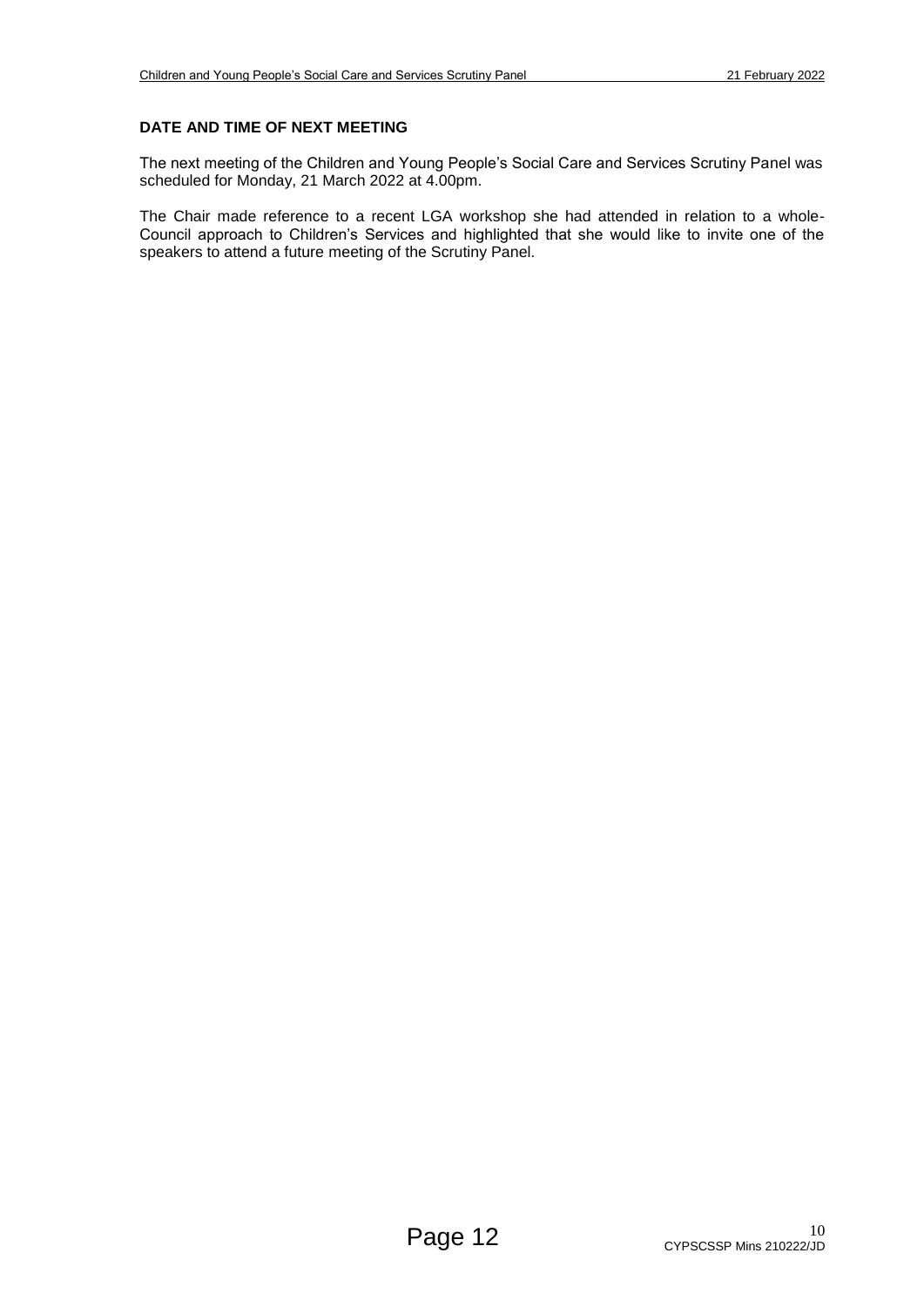**DATE AND TIME OF NEXT MEETING**

The next meeting of the Children and Young People's Social Care and Services Scrutiny Panel was scheduled for Monday, 21 March 2022 at 4.00pm.

The Chair made reference to a recent LGA workshop she had attended in relation to a whole-Council approach to Children's Services and highlighted that she would like to invite one of the speakers to attend a future meeting of the Scrutiny Panel.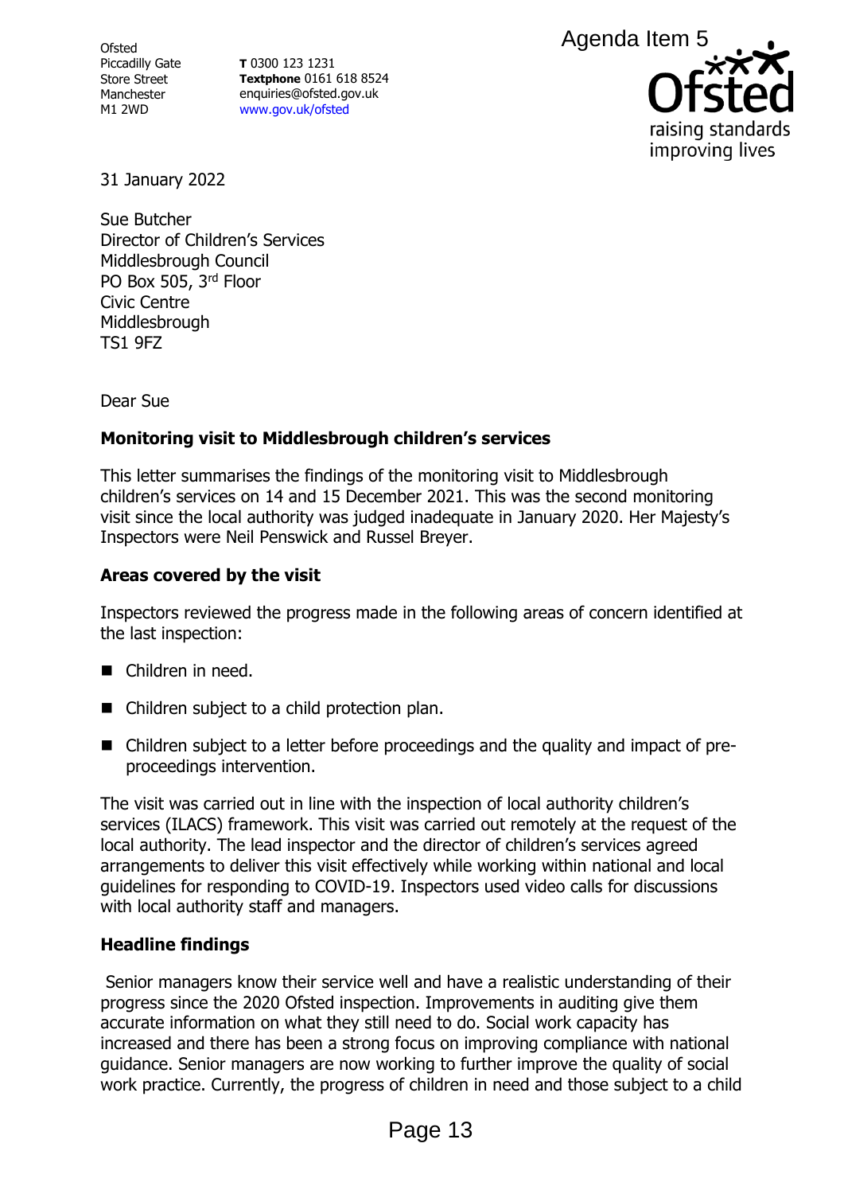Ofsted
Piccadilly Gate
Store Street
Manchester
M1 2WD

**T** 0300 123 1231
**Textphone** 0161 618 8524
enquiries@ofsted.gov.uk
www.gov.uk/ofsted

Agenda Item 5

31 January 2022

Sue Butcher
Director of Children's Services
Middlesbrough Council
PO Box 505, 3rd Floor
Civic Centre
Middlesbrough
TS1 9FZ

Dear Sue

**Monitoring visit to Middlesbrough children's services**

This letter summarises the findings of the monitoring visit to Middlesbrough children's services on 14 and 15 December 2021. This was the second monitoring visit since the local authority was judged inadequate in January 2020. Her Majesty's Inspectors were Neil Penswick and Russel Breyer.

**Areas covered by the visit**

Inspectors reviewed the progress made in the following areas of concern identified at the last inspection:

- Children in need.
- Children subject to a child protection plan.
- Children subject to a letter before proceedings and the quality and impact of pre-proceedings intervention.

The visit was carried out in line with the inspection of local authority children's services (ILACS) framework. This visit was carried out remotely at the request of the local authority. The lead inspector and the director of children's services agreed arrangements to deliver this visit effectively while working within national and local guidelines for responding to COVID-19. Inspectors used video calls for discussions with local authority staff and managers.

**Headline findings**

Senior managers know their service well and have a realistic understanding of their progress since the 2020 Ofsted inspection. Improvements in auditing give them accurate information on what they still need to do. Social work capacity has increased and there has been a strong focus on improving compliance with national guidance. Senior managers are now working to further improve the quality of social work practice. Currently, the progress of children in need and those subject to a child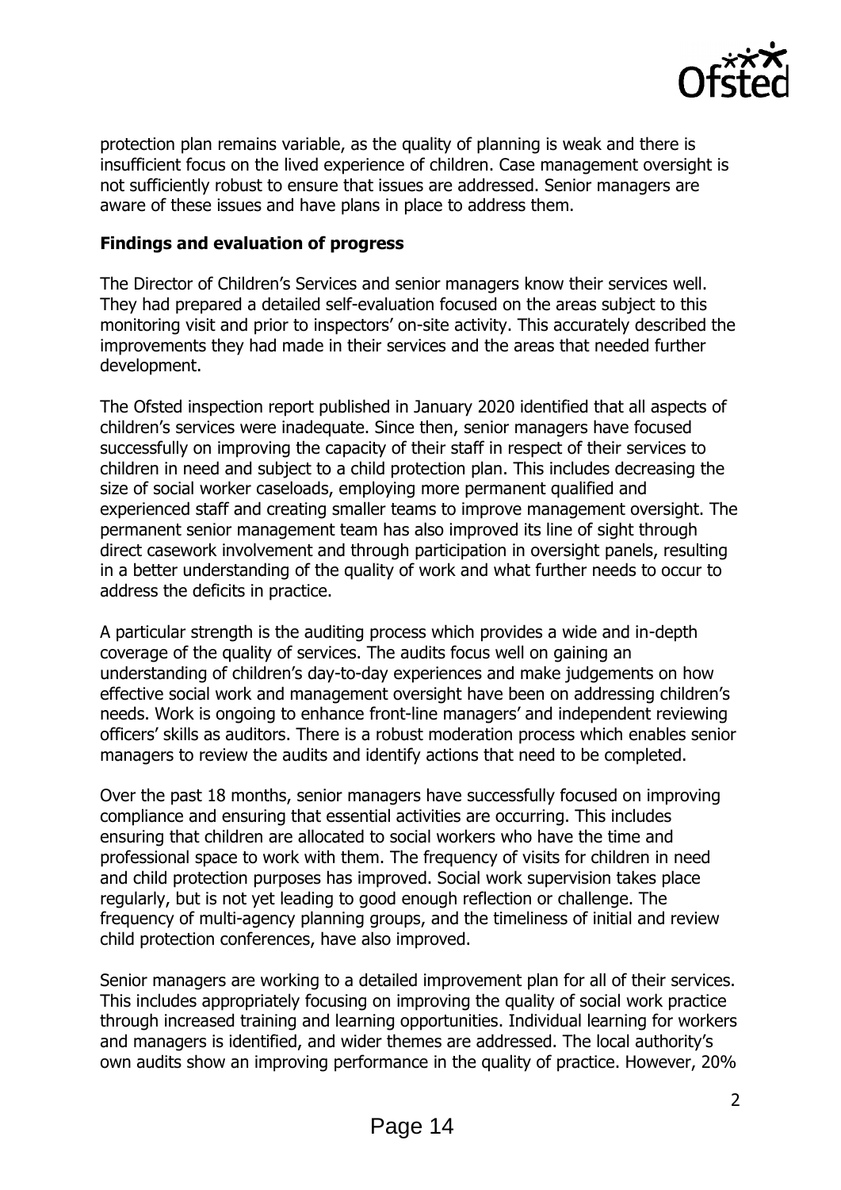protection plan remains variable, as the quality of planning is weak and there is insufficient focus on the lived experience of children. Case management oversight is not sufficiently robust to ensure that issues are addressed. Senior managers are aware of these issues and have plans in place to address them.

**Findings and evaluation of progress**

The Director of Children's Services and senior managers know their services well. They had prepared a detailed self-evaluation focused on the areas subject to this monitoring visit and prior to inspectors' on-site activity. This accurately described the improvements they had made in their services and the areas that needed further development.

The Ofsted inspection report published in January 2020 identified that all aspects of children's services were inadequate. Since then, senior managers have focused successfully on improving the capacity of their staff in respect of their services to children in need and subject to a child protection plan. This includes decreasing the size of social worker caseloads, employing more permanent qualified and experienced staff and creating smaller teams to improve management oversight. The permanent senior management team has also improved its line of sight through direct casework involvement and through participation in oversight panels, resulting in a better understanding of the quality of work and what further needs to occur to address the deficits in practice.

A particular strength is the auditing process which provides a wide and in-depth coverage of the quality of services. The audits focus well on gaining an understanding of children's day-to-day experiences and make judgements on how effective social work and management oversight have been on addressing children's needs. Work is ongoing to enhance front-line managers' and independent reviewing officers' skills as auditors. There is a robust moderation process which enables senior managers to review the audits and identify actions that need to be completed.

Over the past 18 months, senior managers have successfully focused on improving compliance and ensuring that essential activities are occurring. This includes ensuring that children are allocated to social workers who have the time and professional space to work with them. The frequency of visits for children in need and child protection purposes has improved. Social work supervision takes place regularly, but is not yet leading to good enough reflection or challenge. The frequency of multi-agency planning groups, and the timeliness of initial and review child protection conferences, have also improved.

Senior managers are working to a detailed improvement plan for all of their services. This includes appropriately focusing on improving the quality of social work practice through increased training and learning opportunities. Individual learning for workers and managers is identified, and wider themes are addressed. The local authority's own audits show an improving performance in the quality of practice. However, 20%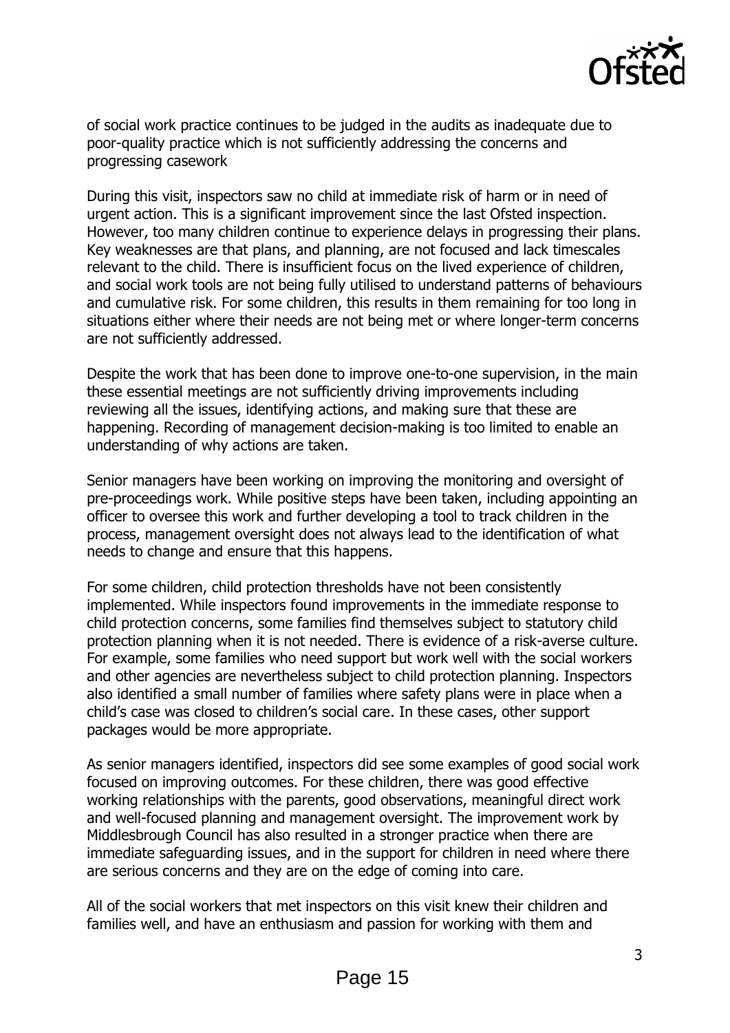of social work practice continues to be judged in the audits as inadequate due to poor-quality practice which is not sufficiently addressing the concerns and progressing casework

During this visit, inspectors saw no child at immediate risk of harm or in need of urgent action. This is a significant improvement since the last Ofsted inspection. However, too many children continue to experience delays in progressing their plans. Key weaknesses are that plans, and planning, are not focused and lack timescales relevant to the child. There is insufficient focus on the lived experience of children, and social work tools are not being fully utilised to understand patterns of behaviours and cumulative risk. For some children, this results in them remaining for too long in situations either where their needs are not being met or where longer-term concerns are not sufficiently addressed.

Despite the work that has been done to improve one-to-one supervision, in the main these essential meetings are not sufficiently driving improvements including reviewing all the issues, identifying actions, and making sure that these are happening. Recording of management decision-making is too limited to enable an understanding of why actions are taken.

Senior managers have been working on improving the monitoring and oversight of pre-proceedings work. While positive steps have been taken, including appointing an officer to oversee this work and further developing a tool to track children in the process, management oversight does not always lead to the identification of what needs to change and ensure that this happens.

For some children, child protection thresholds have not been consistently implemented. While inspectors found improvements in the immediate response to child protection concerns, some families find themselves subject to statutory child protection planning when it is not needed. There is evidence of a risk-averse culture. For example, some families who need support but work well with the social workers and other agencies are nevertheless subject to child protection planning. Inspectors also identified a small number of families where safety plans were in place when a child's case was closed to children's social care. In these cases, other support packages would be more appropriate.

As senior managers identified, inspectors did see some examples of good social work focused on improving outcomes. For these children, there was good effective working relationships with the parents, good observations, meaningful direct work and well-focused planning and management oversight. The improvement work by Middlesbrough Council has also resulted in a stronger practice when there are immediate safeguarding issues, and in the support for children in need where there are serious concerns and they are on the edge of coming into care.

All of the social workers that met inspectors on this visit knew their children and families well, and have an enthusiasm and passion for working with them and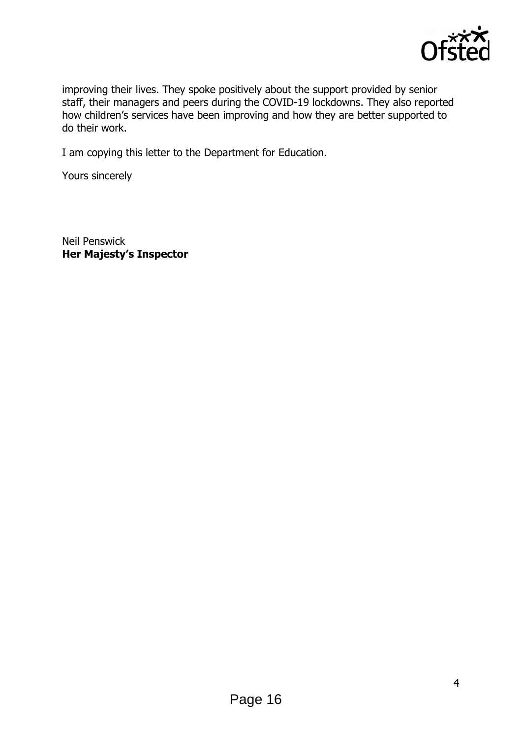improving their lives. They spoke positively about the support provided by senior staff, their managers and peers during the COVID-19 lockdowns. They also reported how children's services have been improving and how they are better supported to do their work.

I am copying this letter to the Department for Education.

Yours sincerely

Neil Penswick
**Her Majesty's Inspector**